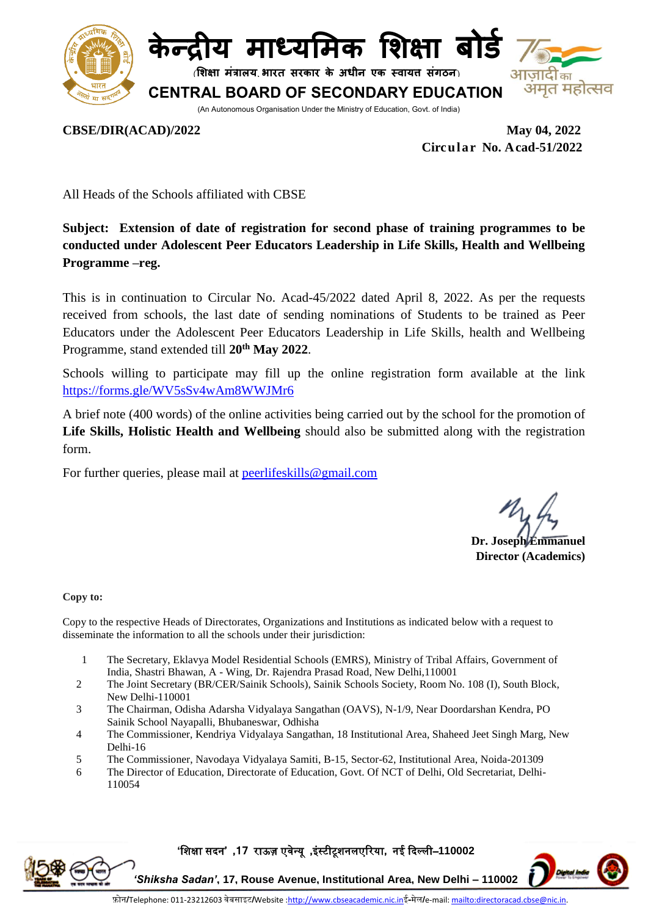# केन्द्रीय माध्यमिक शिक्षा बोर्ड

(शिक्षा मंत्रालय, भारत सरकार के अधीन एक स्वायत्त संगठन)

## CENTRAL BOARD OF SECONDARY EDUCATION

(An Autonomous Organisation Under the Ministry of Education, Govt. of India)

**CBSE/DIR(ACAD)/2022** **May 04, 2022**

**Circular No. Acad-51/2022**

All Heads of the Schools affiliated with CBSE

**Subject: Extension of date of registration for second phase of training programmes to be conducted under Adolescent Peer Educators Leadership in Life Skills, Health and Wellbeing Programme –reg.**

This is in continuation to Circular No. Acad-45/2022 dated April 8, 2022. As per the requests received from schools, the last date of sending nominations of Students to be trained as Peer Educators under the Adolescent Peer Educators Leadership in Life Skills, health and Wellbeing Programme, stand extended till **20th May 2022**.

Schools willing to participate may fill up the online registration form available at the link https://forms.gle/WV5sSv4wAm8WWJMr6

A brief note (400 words) of the online activities being carried out by the school for the promotion of **Life Skills, Holistic Health and Wellbeing** should also be submitted along with the registration form.

For further queries, please mail at peerlifeskills@gmail.com

**Dr. Joseph Emmanuel**
**Director (Academics)**

**Copy to:**

Copy to the respective Heads of Directorates, Organizations and Institutions as indicated below with a request to disseminate the information to all the schools under their jurisdiction:

1. The Secretary, Eklavya Model Residential Schools (EMRS), Ministry of Tribal Affairs, Government of India, Shastri Bhawan, A - Wing, Dr. Rajendra Prasad Road, New Delhi,110001
2. The Joint Secretary (BR/CER/Sainik Schools), Sainik Schools Society, Room No. 108 (I), South Block, New Delhi-110001
3. The Chairman, Odisha Adarsha Vidyalaya Sangathan (OAVS), N-1/9, Near Doordarshan Kendra, PO Sainik School Nayapalli, Bhubaneswar, Odhisha
4. The Commissioner, Kendriya Vidyalaya Sangathan, 18 Institutional Area, Shaheed Jeet Singh Marg, New Delhi-16
5. The Commissioner, Navodaya Vidyalaya Samiti, B-15, Sector-62, Institutional Area, Noida-201309
6. The Director of Education, Directorate of Education, Govt. Of NCT of Delhi, Old Secretariat, Delhi-110054

'शिक्षा सदन' ,17 राऊज़ एवेन्यू ,इंस्टीटूशनलएरिया, नई दिल्ली–110002

*'Shiksha Sadan'*, 17, Rouse Avenue, Institutional Area, New Delhi – 110002

फ़ोन/Telephone: 011-23212603 वेबसाइट/Website :http://www.cbseacademic.nic.in ई-मेल/e-mail: mailto:directoracad.cbse@nic.in.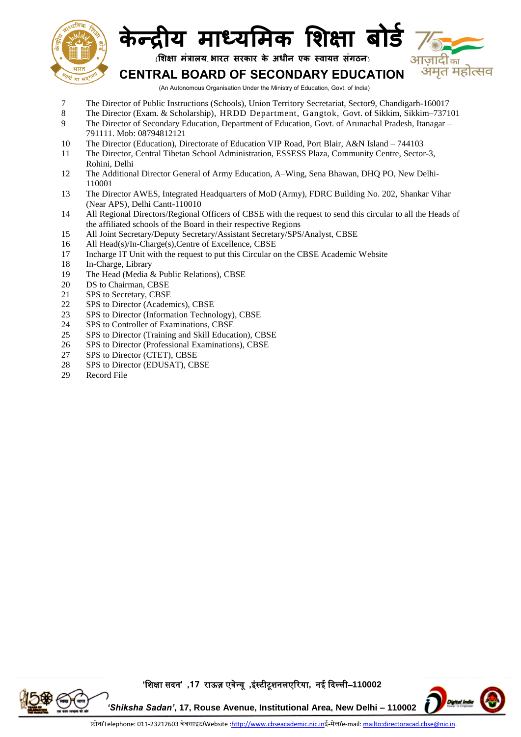7. The Director of Public Instructions (Schools), Union Territory Secretariat, Sector9, Chandigarh-160017
8. The Director (Exam. & Scholarship), HRDD Department, Gangtok, Govt. of Sikkim, Sikkim–737101
9. The Director of Secondary Education, Department of Education, Govt. of Arunachal Pradesh, Itanagar – 791111. Mob: 08794812121
10. The Director (Education), Directorate of Education VIP Road, Port Blair, A&N Island – 744103
11. The Director, Central Tibetan School Administration, ESSESS Plaza, Community Centre, Sector-3, Rohini, Delhi
12. The Additional Director General of Army Education, A–Wing, Sena Bhawan, DHQ PO, New Delhi-110001
13. The Director AWES, Integrated Headquarters of MoD (Army), FDRC Building No. 202, Shankar Vihar (Near APS), Delhi Cantt-110010
14. All Regional Directors/Regional Officers of CBSE with the request to send this circular to all the Heads of the affiliated schools of the Board in their respective Regions
15. All Joint Secretary/Deputy Secretary/Assistant Secretary/SPS/Analyst, CBSE
16. All Head(s)/In-Charge(s),Centre of Excellence, CBSE
17. Incharge IT Unit with the request to put this Circular on the CBSE Academic Website
18. In-Charge, Library
19. The Head (Media & Public Relations), CBSE
20. DS to Chairman, CBSE
21. SPS to Secretary, CBSE
22. SPS to Director (Academics), CBSE
23. SPS to Director (Information Technology), CBSE
24. SPS to Controller of Examinations, CBSE
25. SPS to Director (Training and Skill Education), CBSE
26. SPS to Director (Professional Examinations), CBSE
27. SPS to Director (CTET), CBSE
28. SPS to Director (EDUSAT), CBSE
29. Record File